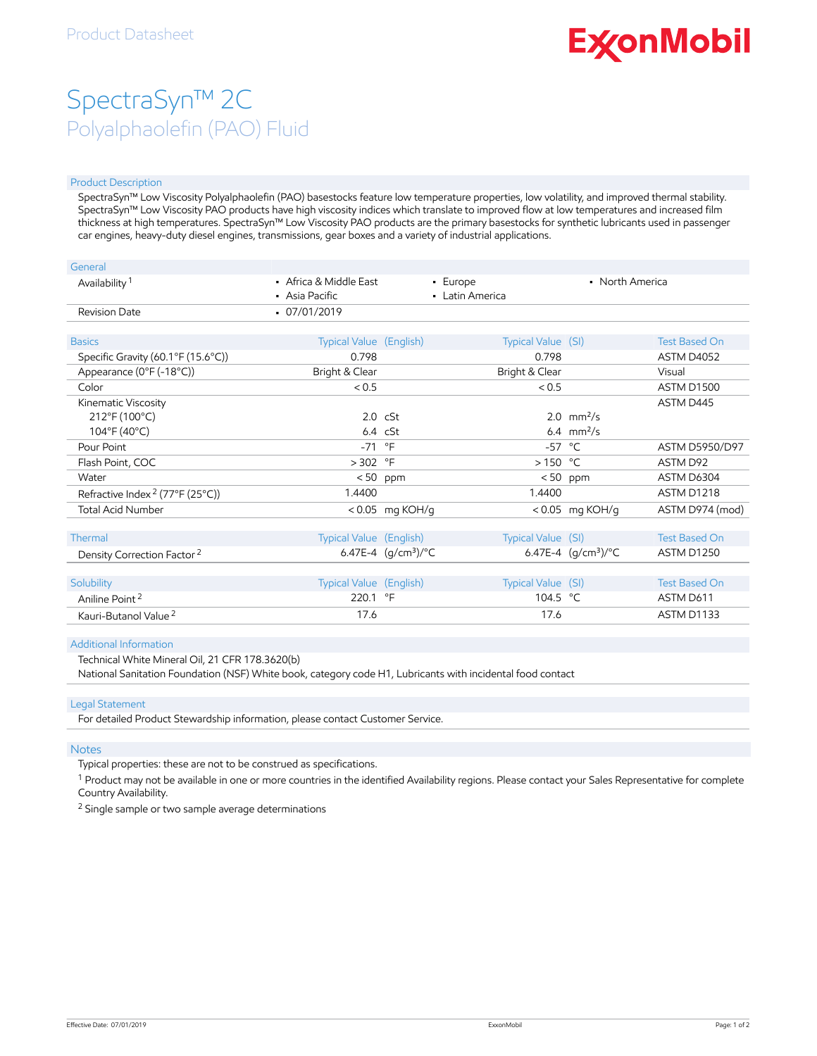Product Datasheet

ExxonMobil

# SpectraSyn™ 2C

## Polyalphaolefin (PAO) Fluid

### Product Description

SpectraSyn™ Low Viscosity Polyalphaolefin (PAO) basestocks feature low temperature properties, low volatility, and improved thermal stability. SpectraSyn™ Low Viscosity PAO products have high viscosity indices which translate to improved flow at low temperatures and increased film thickness at high temperatures. SpectraSyn™ Low Viscosity PAO products are the primary basestocks for synthetic lubricants used in passenger car engines, heavy-duty diesel engines, transmissions, gear boxes and a variety of industrial applications.

### General

| | | | |
|---|---|---|---|
| Availability [1] | • Africa & Middle East<br>• Asia Pacific | • Europe<br>• Latin America | • North America |
| Revision Date | • 07/01/2019 | | |

| Basics | Typical Value (English) | | Typical Value (SI) | | Test Based On |
|---|---|---|---|---|---|
| Specific Gravity (60.1°F (15.6°C)) | 0.798 | | 0.798 | | ASTM D4052 |
| Appearance (0°F (-18°C)) | Bright & Clear | | Bright & Clear | | Visual |
| Color | < 0.5 | | < 0.5 | | ASTM D1500 |
| Kinematic Viscosity | | | | | ASTM D445 |
| 212°F (100°C) | 2.0 | cSt | 2.0 | $mm^2/s$ | |
| 104°F (40°C) | 6.4 | cSt | 6.4 | $mm^2/s$ | |
| Pour Point | -71 | °F | -57 | °C | ASTM D5950/D97 |
| Flash Point, COC | > 302 | °F | > 150 | °C | ASTM D92 |
| Water | < 50 | ppm | < 50 | ppm | ASTM D6304 |
| Refractive Index [2] (77°F (25°C)) | 1.4400 | | 1.4400 | | ASTM D1218 |
| Total Acid Number | < 0.05 | mg KOH/g | < 0.05 | mg KOH/g | ASTM D974 (mod) |

| Thermal | Typical Value (English) | | Typical Value (SI) | | Test Based On |
|---|---|---|---|---|---|
| Density Correction Factor [2] | 6.47E-4 | $(g/cm^3)/°C$ | 6.47E-4 | $(g/cm^3)/°C$ | ASTM D1250 |

| Solubility | Typical Value (English) | | Typical Value (SI) | | Test Based On |
|---|---|---|---|---|---|
| Aniline Point [2] | 220.1 | °F | 104.5 | °C | ASTM D611 |
| Kauri-Butanol Value [2] | 17.6 | | 17.6 | | ASTM D1133 |

### Additional Information

Technical White Mineral Oil, 21 CFR 178.3620(b)
National Sanitation Foundation (NSF) White book, category code H1, Lubricants with incidental food contact

### Legal Statement

For detailed Product Stewardship information, please contact Customer Service.

### Notes

Typical properties: these are not to be construed as specifications.

[1] Product may not be available in one or more countries in the identified Availability regions. Please contact your Sales Representative for complete Country Availability.

[2] Single sample or two sample average determinations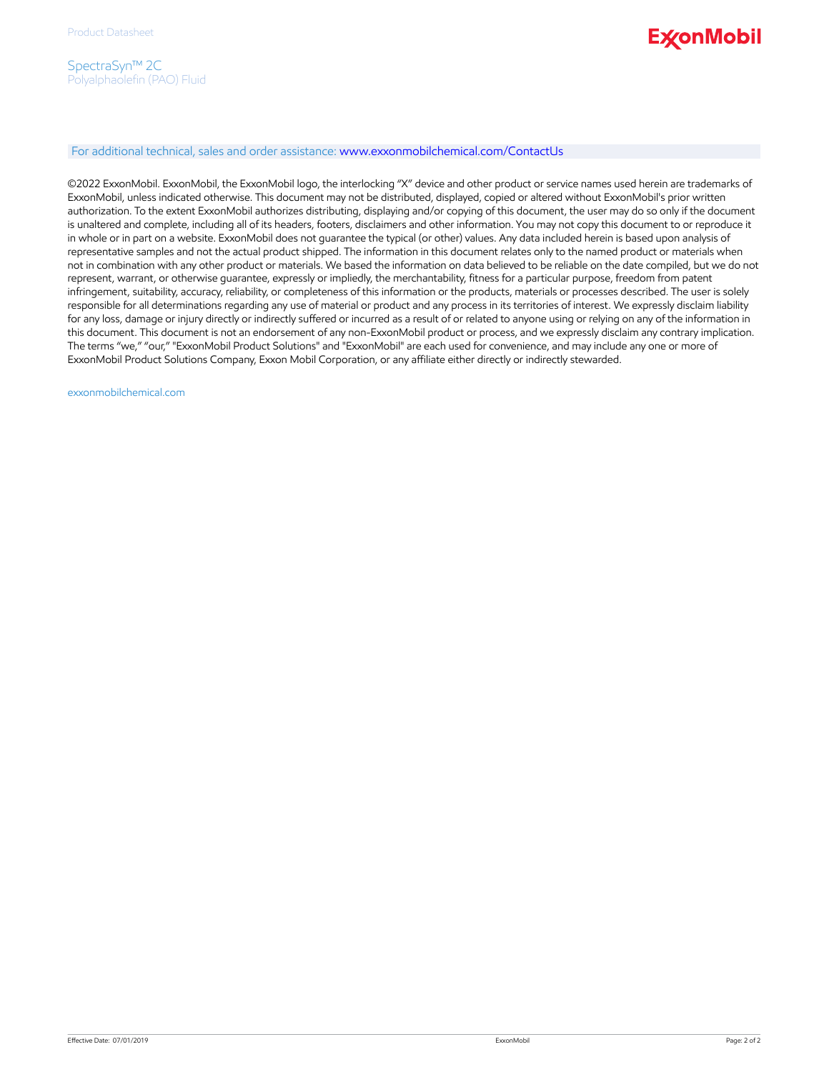For additional technical, sales and order assistance: www.exxonmobilchemical.com/ContactUs

©2022 ExxonMobil. ExxonMobil, the ExxonMobil logo, the interlocking "X" device and other product or service names used herein are trademarks of ExxonMobil, unless indicated otherwise. This document may not be distributed, displayed, copied or altered without ExxonMobil's prior written authorization. To the extent ExxonMobil authorizes distributing, displaying and/or copying of this document, the user may do so only if the document is unaltered and complete, including all of its headers, footers, disclaimers and other information. You may not copy this document to or reproduce it in whole or in part on a website. ExxonMobil does not guarantee the typical (or other) values. Any data included herein is based upon analysis of representative samples and not the actual product shipped. The information in this document relates only to the named product or materials when not in combination with any other product or materials. We based the information on data believed to be reliable on the date compiled, but we do not represent, warrant, or otherwise guarantee, expressly or impliedly, the merchantability, fitness for a particular purpose, freedom from patent infringement, suitability, accuracy, reliability, or completeness of this information or the products, materials or processes described. The user is solely responsible for all determinations regarding any use of material or product and any process in its territories of interest. We expressly disclaim liability for any loss, damage or injury directly or indirectly suffered or incurred as a result of or related to anyone using or relying on any of the information in this document. This document is not an endorsement of any non-ExxonMobil product or process, and we expressly disclaim any contrary implication. The terms "we," "our," "ExxonMobil Product Solutions" and "ExxonMobil" are each used for convenience, and may include any one or more of ExxonMobil Product Solutions Company, Exxon Mobil Corporation, or any affiliate either directly or indirectly stewarded.

exxonmobilchemical.com